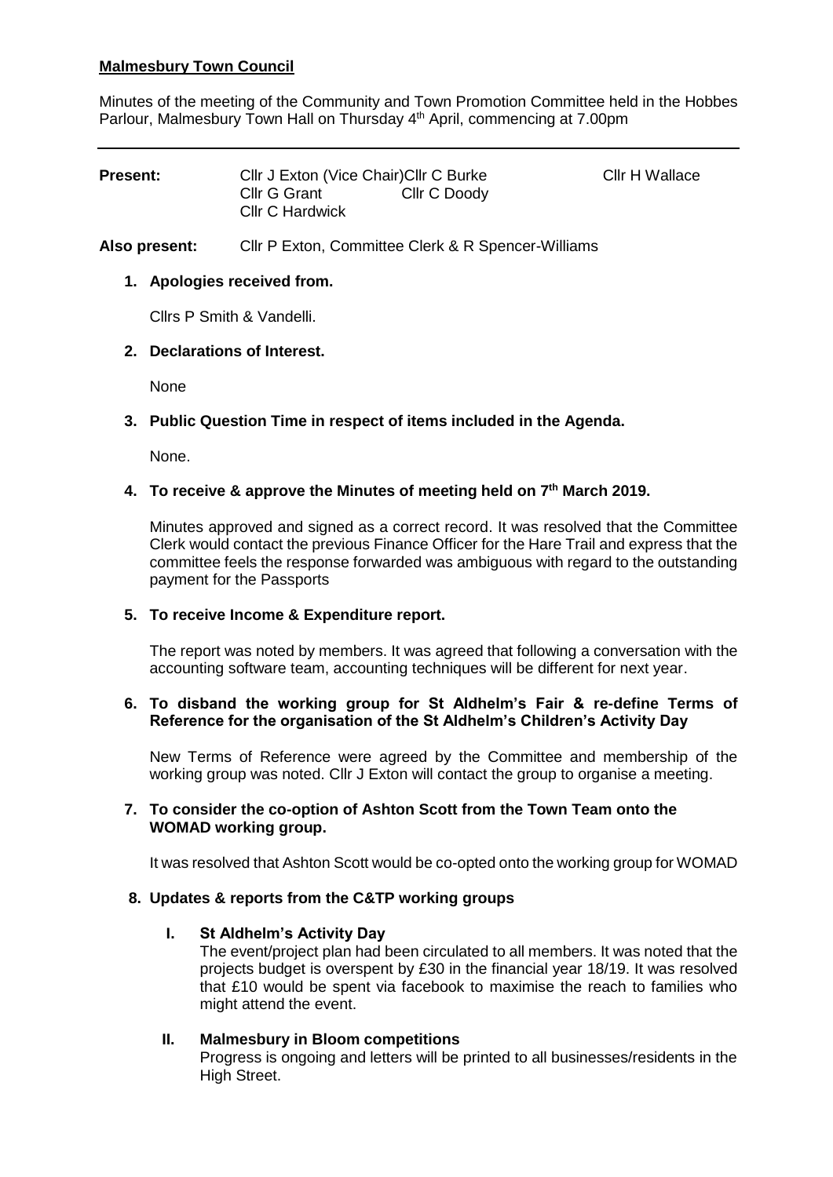**Malmesbury Town Council**

Minutes of the meeting of the Community and Town Promotion Committee held in the Hobbes Parlour, Malmesbury Town Hall on Thursday 4th April, commencing at 7.00pm

---

| **Present:** | Cllr J Exton (Vice Chair) | Cllr C Burke | Cllr H Wallace |
|---|---|---|---|
| | Cllr G Grant | Cllr C Doody | |
| | Cllr C Hardwick | | |

**Also present:** Cllr P Exton, Committee Clerk & R Spencer-Williams

1. **Apologies received from.**

   Cllrs P Smith & Vandelli.

2. **Declarations of Interest.**

   None

3. **Public Question Time in respect of items included in the Agenda.**

   None.

4. **To receive & approve the Minutes of meeting held on 7th March 2019.**

   Minutes approved and signed as a correct record. It was resolved that the Committee Clerk would contact the previous Finance Officer for the Hare Trail and express that the committee feels the response forwarded was ambiguous with regard to the outstanding payment for the Passports

5. **To receive Income & Expenditure report.**

   The report was noted by members. It was agreed that following a conversation with the accounting software team, accounting techniques will be different for next year.

6. **To disband the working group for St Aldhelm's Fair & re-define Terms of Reference for the organisation of the St Aldhelm's Children's Activity Day**

   New Terms of Reference were agreed by the Committee and membership of the working group was noted. Cllr J Exton will contact the group to organise a meeting.

7. **To consider the co-option of Ashton Scott from the Town Team onto the WOMAD working group.**

   It was resolved that Ashton Scott would be co-opted onto the working group for WOMAD

8. **Updates & reports from the C&TP working groups**

   I. **St Aldhelm's Activity Day**
      The event/project plan had been circulated to all members. It was noted that the projects budget is overspent by £30 in the financial year 18/19. It was resolved that £10 would be spent via facebook to maximise the reach to families who might attend the event.

   II. **Malmesbury in Bloom competitions**
      Progress is ongoing and letters will be printed to all businesses/residents in the High Street.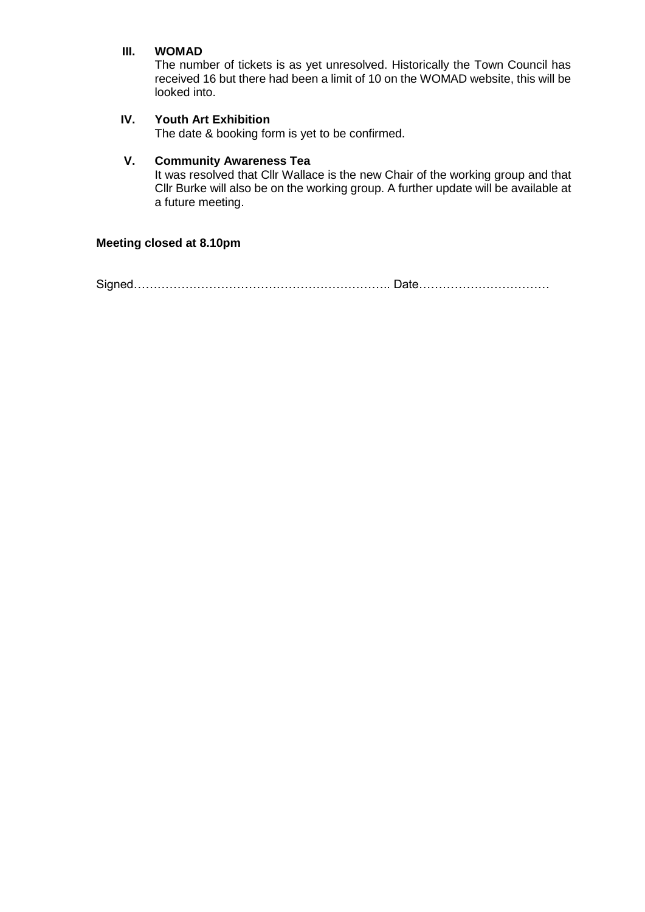**III. WOMAD**

The number of tickets is as yet unresolved. Historically the Town Council has received 16 but there had been a limit of 10 on the WOMAD website, this will be looked into.

**IV. Youth Art Exhibition**

The date & booking form is yet to be confirmed.

**V. Community Awareness Tea**

It was resolved that Cllr Wallace is the new Chair of the working group and that Cllr Burke will also be on the working group. A further update will be available at a future meeting.

**Meeting closed at 8.10pm**

Signed………………………………………………………….. Date……………………………